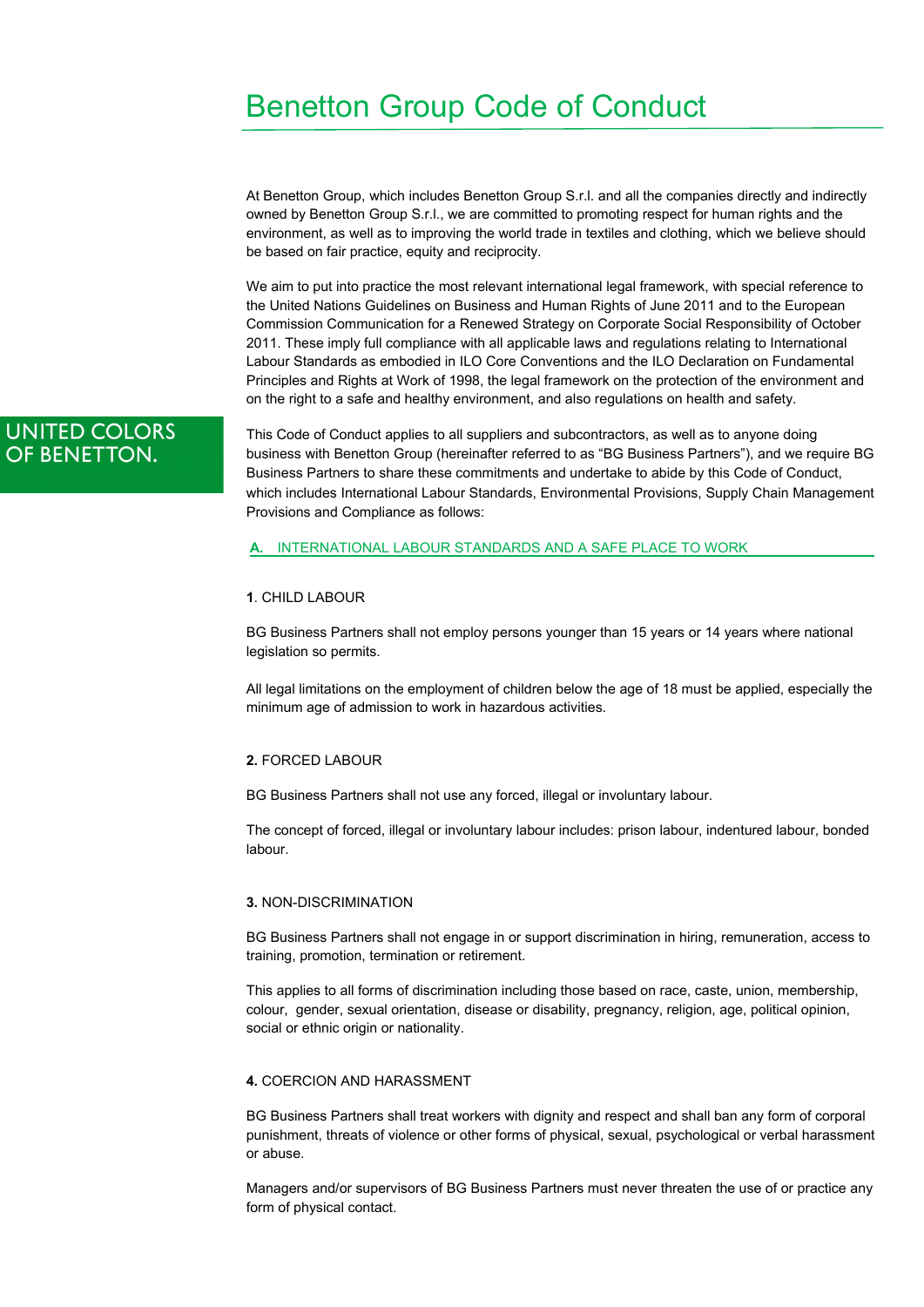# Benetton Group Code of Conduct

UNITED COLORS OF BENETTON.

At Benetton Group, which includes Benetton Group S.r.l. and all the companies directly and indirectly owned by Benetton Group S.r.l., we are committed to promoting respect for human rights and the environment, as well as to improving the world trade in textiles and clothing, which we believe should be based on fair practice, equity and reciprocity.

We aim to put into practice the most relevant international legal framework, with special reference to the United Nations Guidelines on Business and Human Rights of June 2011 and to the European Commission Communication for a Renewed Strategy on Corporate Social Responsibility of October 2011. These imply full compliance with all applicable laws and regulations relating to International Labour Standards as embodied in ILO Core Conventions and the ILO Declaration on Fundamental Principles and Rights at Work of 1998, the legal framework on the protection of the environment and on the right to a safe and healthy environment, and also regulations on health and safety.

This Code of Conduct applies to all suppliers and subcontractors, as well as to anyone doing business with Benetton Group (hereinafter referred to as "BG Business Partners"), and we require BG Business Partners to share these commitments and undertake to abide by this Code of Conduct, which includes International Labour Standards, Environmental Provisions, Supply Chain Management Provisions and Compliance as follows:

## A. INTERNATIONAL LABOUR STANDARDS AND A SAFE PLACE TO WORK

### 1. CHILD LABOUR

BG Business Partners shall not employ persons younger than 15 years or 14 years where national legislation so permits.

All legal limitations on the employment of children below the age of 18 must be applied, especially the minimum age of admission to work in hazardous activities.

### 2. FORCED LABOUR

BG Business Partners shall not use any forced, illegal or involuntary labour.

The concept of forced, illegal or involuntary labour includes: prison labour, indentured labour, bonded labour.

### 3. NON-DISCRIMINATION

BG Business Partners shall not engage in or support discrimination in hiring, remuneration, access to training, promotion, termination or retirement.

This applies to all forms of discrimination including those based on race, caste, union, membership, colour, gender, sexual orientation, disease or disability, pregnancy, religion, age, political opinion, social or ethnic origin or nationality.

### 4. COERCION AND HARASSMENT

BG Business Partners shall treat workers with dignity and respect and shall ban any form of corporal punishment, threats of violence or other forms of physical, sexual, psychological or verbal harassment or abuse.

Managers and/or supervisors of BG Business Partners must never threaten the use of or practice any form of physical contact.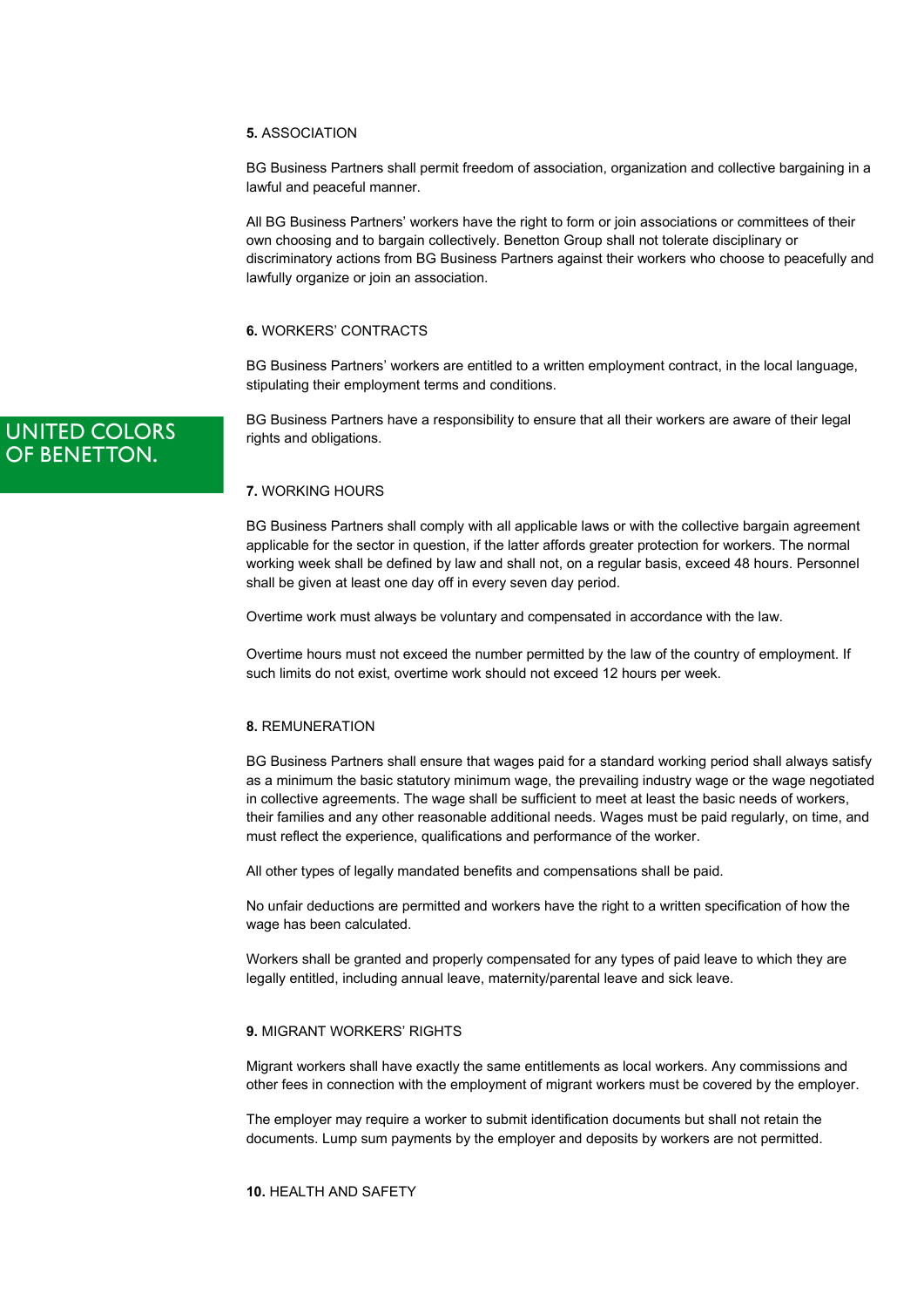## **5.** ASSOCIATION

BG Business Partners shall permit freedom of association, organization and collective bargaining in a lawful and peaceful manner.

All BG Business Partners' workers have the right to form or join associations or committees of their own choosing and to bargain collectively. Benetton Group shall not tolerate disciplinary or discriminatory actions from BG Business Partners against their workers who choose to peacefully and lawfully organize or join an association.

## **6.** WORKERS' CONTRACTS

BG Business Partners' workers are entitled to a written employment contract, in the local language, stipulating their employment terms and conditions.

BG Business Partners have a responsibility to ensure that all their workers are aware of their legal rights and obligations.

## **7.** WORKING HOURS

BG Business Partners shall comply with all applicable laws or with the collective bargain agreement applicable for the sector in question, if the latter affords greater protection for workers. The normal working week shall be defined by law and shall not, on a regular basis, exceed 48 hours. Personnel shall be given at least one day off in every seven day period.

Overtime work must always be voluntary and compensated in accordance with the law.

Overtime hours must not exceed the number permitted by the law of the country of employment. If such limits do not exist, overtime work should not exceed 12 hours per week.

## **8.** REMUNERATION

BG Business Partners shall ensure that wages paid for a standard working period shall always satisfy as a minimum the basic statutory minimum wage, the prevailing industry wage or the wage negotiated in collective agreements. The wage shall be sufficient to meet at least the basic needs of workers, their families and any other reasonable additional needs. Wages must be paid regularly, on time, and must reflect the experience, qualifications and performance of the worker.

All other types of legally mandated benefits and compensations shall be paid.

No unfair deductions are permitted and workers have the right to a written specification of how the wage has been calculated.

Workers shall be granted and properly compensated for any types of paid leave to which they are legally entitled, including annual leave, maternity/parental leave and sick leave.

## **9.** MIGRANT WORKERS' RIGHTS

Migrant workers shall have exactly the same entitlements as local workers. Any commissions and other fees in connection with the employment of migrant workers must be covered by the employer.

The employer may require a worker to submit identification documents but shall not retain the documents. Lump sum payments by the employer and deposits by workers are not permitted.

## **10.** HEALTH AND SAFETY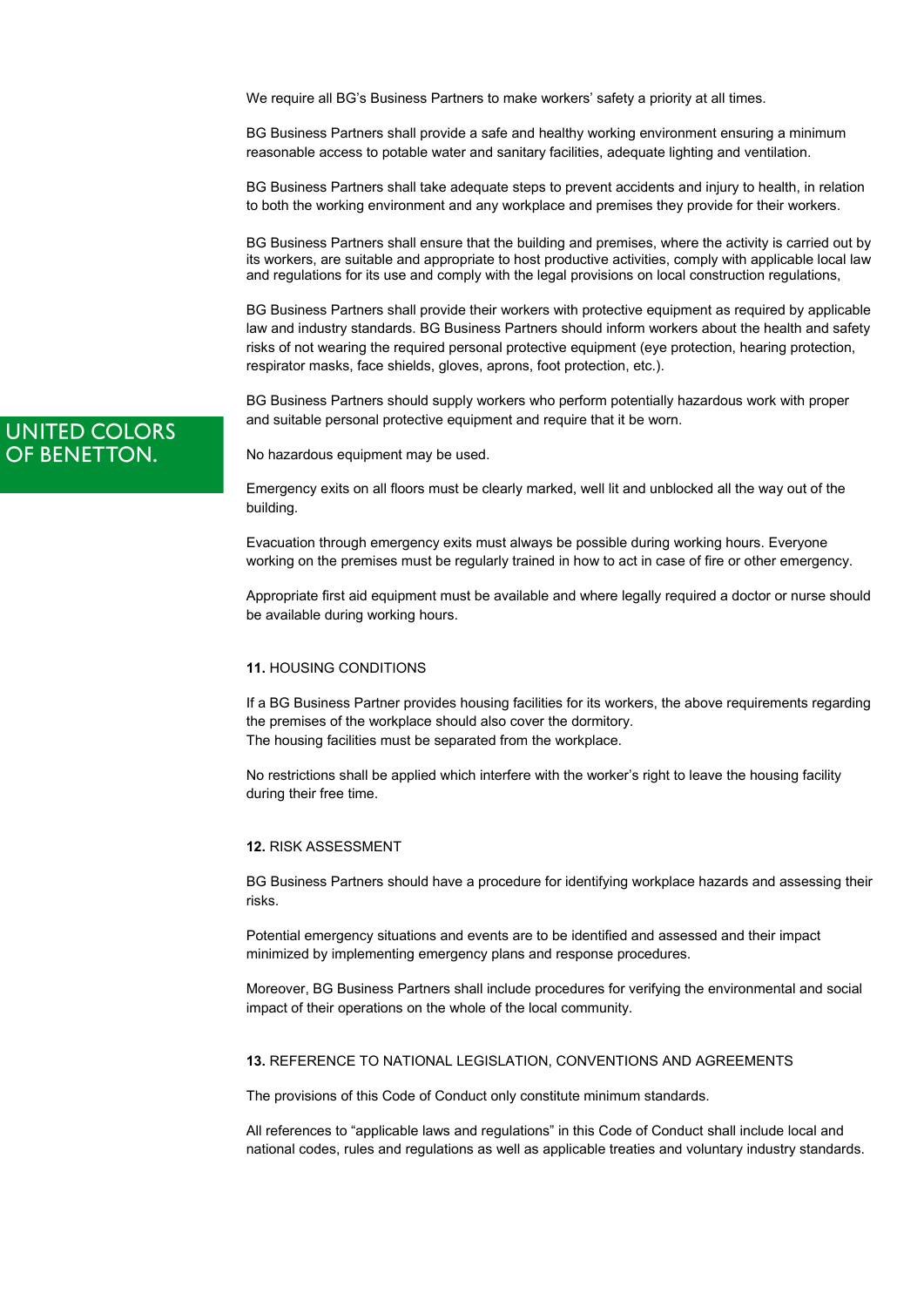We require all BG's Business Partners to make workers' safety a priority at all times.

BG Business Partners shall provide a safe and healthy working environment ensuring a minimum reasonable access to potable water and sanitary facilities, adequate lighting and ventilation.

BG Business Partners shall take adequate steps to prevent accidents and injury to health, in relation to both the working environment and any workplace and premises they provide for their workers.

BG Business Partners shall ensure that the building and premises, where the activity is carried out by its workers, are suitable and appropriate to host productive activities, comply with applicable local law and regulations for its use and comply with the legal provisions on local construction regulations,

BG Business Partners shall provide their workers with protective equipment as required by applicable law and industry standards. BG Business Partners should inform workers about the health and safety risks of not wearing the required personal protective equipment (eye protection, hearing protection, respirator masks, face shields, gloves, aprons, foot protection, etc.).

BG Business Partners should supply workers who perform potentially hazardous work with proper and suitable personal protective equipment and require that it be worn.

No hazardous equipment may be used.

Emergency exits on all floors must be clearly marked, well lit and unblocked all the way out of the building.

Evacuation through emergency exits must always be possible during working hours. Everyone working on the premises must be regularly trained in how to act in case of fire or other emergency.

Appropriate first aid equipment must be available and where legally required a doctor or nurse should be available during working hours.

## **11.** HOUSING CONDITIONS

If a BG Business Partner provides housing facilities for its workers, the above requirements regarding the premises of the workplace should also cover the dormitory.
The housing facilities must be separated from the workplace.

No restrictions shall be applied which interfere with the worker's right to leave the housing facility during their free time.

## **12.** RISK ASSESSMENT

BG Business Partners should have a procedure for identifying workplace hazards and assessing their risks.

Potential emergency situations and events are to be identified and assessed and their impact minimized by implementing emergency plans and response procedures.

Moreover, BG Business Partners shall include procedures for verifying the environmental and social impact of their operations on the whole of the local community.

## **13.** REFERENCE TO NATIONAL LEGISLATION, CONVENTIONS AND AGREEMENTS

The provisions of this Code of Conduct only constitute minimum standards.

All references to "applicable laws and regulations" in this Code of Conduct shall include local and national codes, rules and regulations as well as applicable treaties and voluntary industry standards.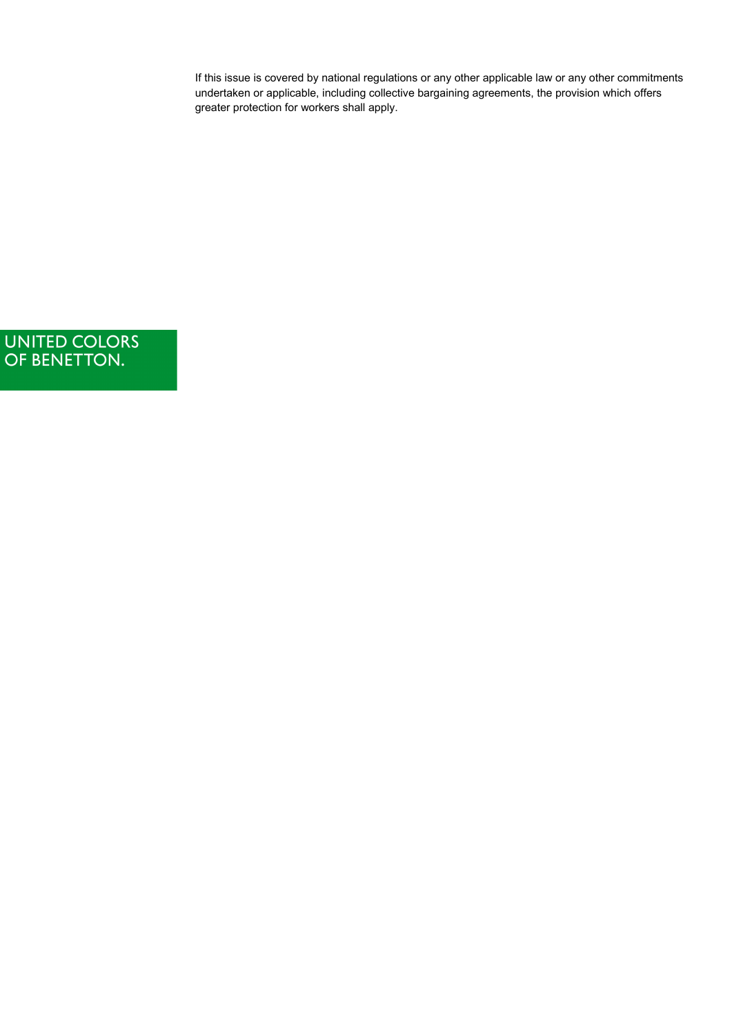If this issue is covered by national regulations or any other applicable law or any other commitments undertaken or applicable, including collective bargaining agreements, the provision which offers greater protection for workers shall apply.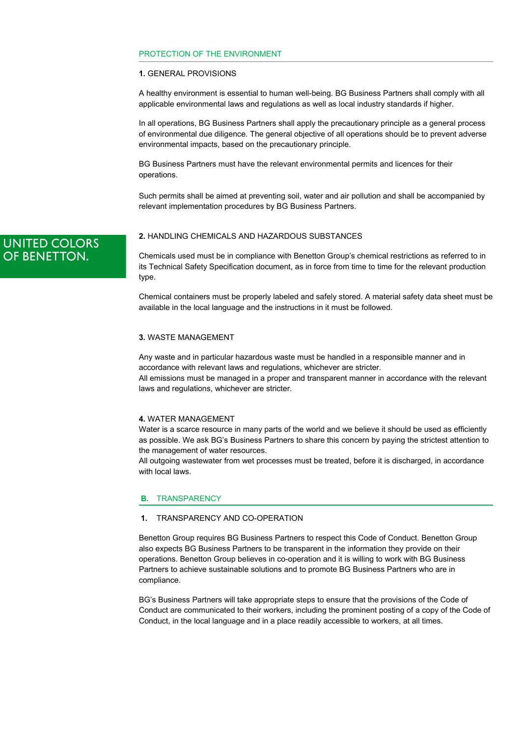## PROTECTION OF THE ENVIRONMENT

### 1. GENERAL PROVISIONS

A healthy environment is essential to human well-being. BG Business Partners shall comply with all applicable environmental laws and regulations as well as local industry standards if higher.

In all operations, BG Business Partners shall apply the precautionary principle as a general process of environmental due diligence. The general objective of all operations should be to prevent adverse environmental impacts, based on the precautionary principle.

BG Business Partners must have the relevant environmental permits and licences for their operations.

Such permits shall be aimed at preventing soil, water and air pollution and shall be accompanied by relevant implementation procedures by BG Business Partners.

UNITED COLORS OF BENETTON.

### 2. HANDLING CHEMICALS AND HAZARDOUS SUBSTANCES

Chemicals used must be in compliance with Benetton Group's chemical restrictions as referred to in its Technical Safety Specification document, as in force from time to time for the relevant production type.

Chemical containers must be properly labeled and safely stored. A material safety data sheet must be available in the local language and the instructions in it must be followed.

### 3. WASTE MANAGEMENT

Any waste and in particular hazardous waste must be handled in a responsible manner and in accordance with relevant laws and regulations, whichever are stricter.
All emissions must be managed in a proper and transparent manner in accordance with the relevant laws and regulations, whichever are stricter.

### 4. WATER MANAGEMENT

Water is a scarce resource in many parts of the world and we believe it should be used as efficiently as possible. We ask BG's Business Partners to share this concern by paying the strictest attention to the management of water resources.
All outgoing wastewater from wet processes must be treated, before it is discharged, in accordance with local laws.

## B. TRANSPARENCY

### 1. TRANSPARENCY AND CO-OPERATION

Benetton Group requires BG Business Partners to respect this Code of Conduct. Benetton Group also expects BG Business Partners to be transparent in the information they provide on their operations. Benetton Group believes in co-operation and it is willing to work with BG Business Partners to achieve sustainable solutions and to promote BG Business Partners who are in compliance.

BG's Business Partners will take appropriate steps to ensure that the provisions of the Code of Conduct are communicated to their workers, including the prominent posting of a copy of the Code of Conduct, in the local language and in a place readily accessible to workers, at all times.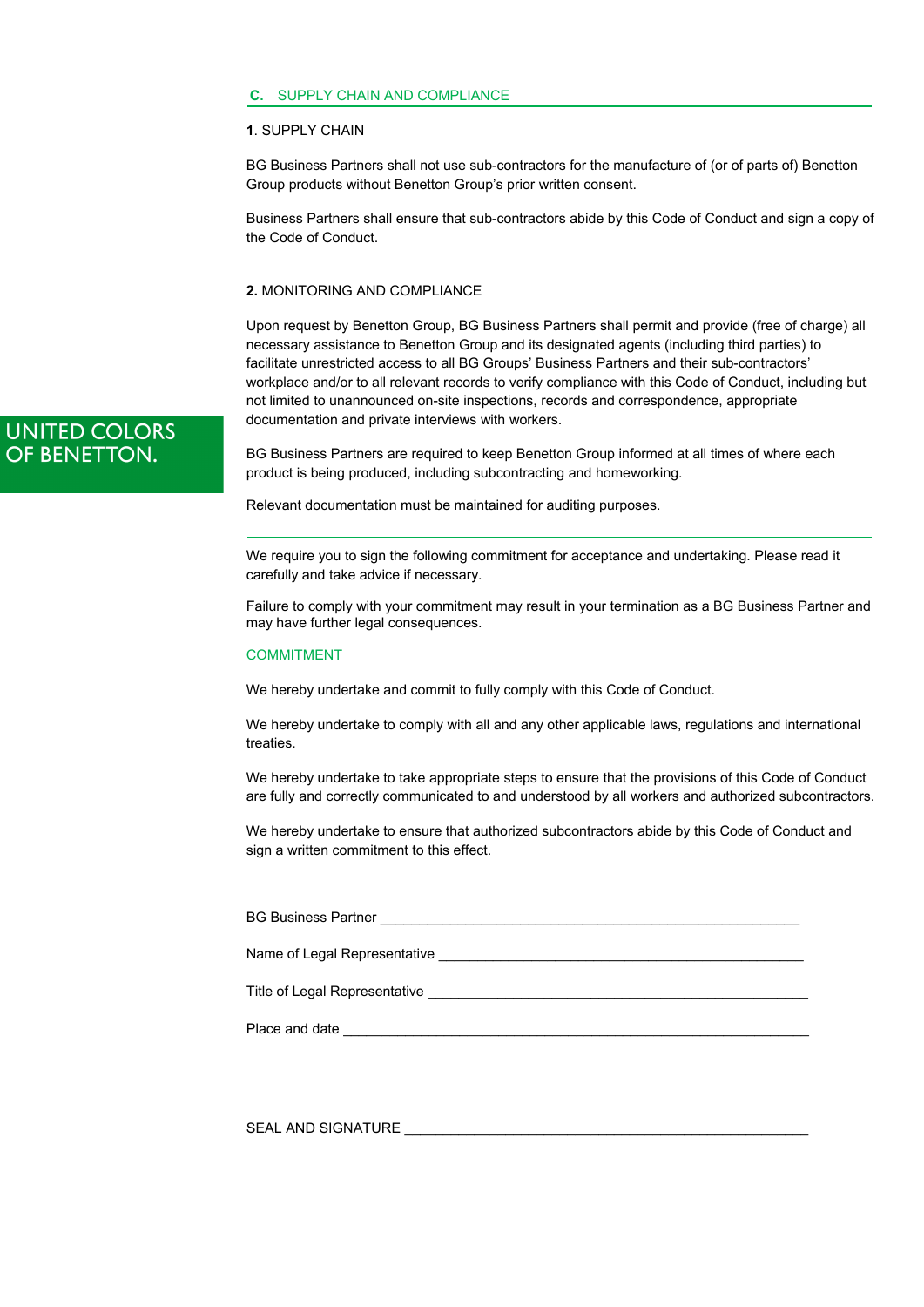## C. SUPPLY CHAIN AND COMPLIANCE

### 1. SUPPLY CHAIN

BG Business Partners shall not use sub-contractors for the manufacture of (or of parts of) Benetton Group products without Benetton Group's prior written consent.

Business Partners shall ensure that sub-contractors abide by this Code of Conduct and sign a copy of the Code of Conduct.

### 2. MONITORING AND COMPLIANCE

Upon request by Benetton Group, BG Business Partners shall permit and provide (free of charge) all necessary assistance to Benetton Group and its designated agents (including third parties) to facilitate unrestricted access to all BG Groups' Business Partners and their sub-contractors' workplace and/or to all relevant records to verify compliance with this Code of Conduct, including but not limited to unannounced on-site inspections, records and correspondence, appropriate documentation and private interviews with workers.

UNITED COLORS OF BENETTON.

BG Business Partners are required to keep Benetton Group informed at all times of where each product is being produced, including subcontracting and homeworking.

Relevant documentation must be maintained for auditing purposes.

---

We require you to sign the following commitment for acceptance and undertaking. Please read it carefully and take advice if necessary.

Failure to comply with your commitment may result in your termination as a BG Business Partner and may have further legal consequences.

### COMMITMENT

We hereby undertake and commit to fully comply with this Code of Conduct.

We hereby undertake to comply with all and any other applicable laws, regulations and international treaties.

We hereby undertake to take appropriate steps to ensure that the provisions of this Code of Conduct are fully and correctly communicated to and understood by all workers and authorized subcontractors.

We hereby undertake to ensure that authorized subcontractors abide by this Code of Conduct and sign a written commitment to this effect.

BG Business Partner ____________________________________________________

Name of Legal Representative ____________________________________________

Title of Legal Representative _____________________________________________

Place and date __________________________________________________________

SEAL AND SIGNATURE ____________________________________________________